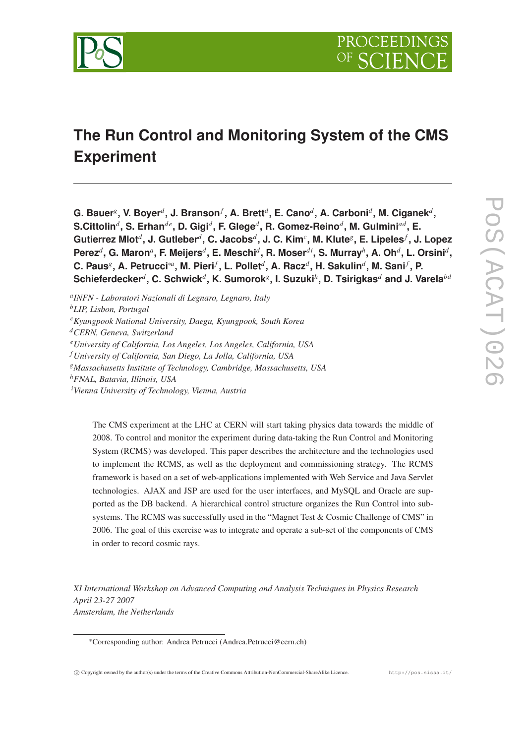# The Run Control and Monitoring System of the CMS Experiment

**G. Bauer**[g], **V. Boyer**[d], **J. Branson**[f], **A. Brett**[d], **E. Cano**[d], **A. Carboni**[d], **M. Ciganek**[d], **S.Cittolin**[d], **S. Erhan**[de], **D. Gigi**[d], **F. Glege**[d], **R. Gomez-Reino**[d], **M. Gulmini**[ad], **E. Gutierrez Mlot**[d], **J. Gutleber**[d], **C. Jacobs**[d], **J. C. Kim**[c], **M. Klute**[g], **E. Lipeles**[f], **J. Lopez Perez**[d], **G. Maron**[a], **F. Meijers**[d], **E. Meschi**[d], **R. Moser**[di], **S. Murray**[h], **A. Oh**[d], **L. Orsini**[d], **C. Paus**[g], **A. Petrucci**[*a], **M. Pieri**[f], **L. Pollet**[d], **A. Racz**[d], **H. Sakulin**[d], **M. Sani**[f], **P. Schieferdecker**[d], **C. Schwick**[d], **K. Sumorok**[g], **I. Suzuki**[h], **D. Tsirigkas**[d] and **J. Varela**[bd]

[a] *INFN - Laboratori Nazionali di Legnaro, Legnaro, Italy*
[b] *LIP, Lisbon, Portugal*
[c] *Kyungpook National University, Daegu, Kyungpook, South Korea*
[d] *CERN, Geneva, Switzerland*
[e] *University of California, Los Angeles, Los Angeles, California, USA*
[f] *University of California, San Diego, La Jolla, California, USA*
[g] *Massachusetts Institute of Technology, Cambridge, Massachusetts, USA*
[h] *FNAL, Batavia, Illinois, USA*
[i] *Vienna University of Technology, Vienna, Austria*

The CMS experiment at the LHC at CERN will start taking physics data towards the middle of 2008. To control and monitor the experiment during data-taking the Run Control and Monitoring System (RCMS) was developed. This paper describes the architecture and the technologies used to implement the RCMS, as well as the deployment and commissioning strategy. The RCMS framework is based on a set of web-applications implemented with Web Service and Java Servlet technologies. AJAX and JSP are used for the user interfaces, and MySQL and Oracle are supported as the DB backend. A hierarchical control structure organizes the Run Control into subsystems. The RCMS was successfully used in the "Magnet Test & Cosmic Challenge of CMS" in 2006. The goal of this exercise was to integrate and operate a sub-set of the components of CMS in order to record cosmic rays.

*XI International Workshop on Advanced Computing and Analysis Techniques in Physics Research*
*April 23-27 2007*
*Amsterdam, the Netherlands*

[*] Corresponding author: Andrea Petrucci (Andrea.Petrucci@cern.ch)

© Copyright owned by the author(s) under the terms of the Creative Commons Attribution-NonCommercial-ShareAlike Licence. http://pos.sissa.it/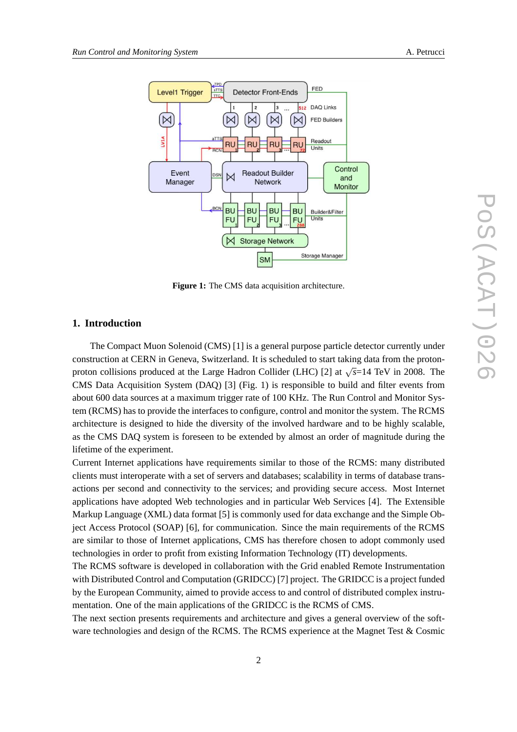Figure 1: The CMS data acquisition architecture.

## 1. Introduction

The Compact Muon Solenoid (CMS) [1] is a general purpose particle detector currently under construction at CERN in Geneva, Switzerland. It is scheduled to start taking data from the proton-proton collisions produced at the Large Hadron Collider (LHC) [2] at $\sqrt{s}$=14 TeV in 2008. The CMS Data Acquisition System (DAQ) [3] (Fig. 1) is responsible to build and filter events from about 600 data sources at a maximum trigger rate of 100 KHz. The Run Control and Monitor System (RCMS) has to provide the interfaces to configure, control and monitor the system. The RCMS architecture is designed to hide the diversity of the involved hardware and to be highly scalable, as the CMS DAQ system is foreseen to be extended by almost an order of magnitude during the lifetime of the experiment.

Current Internet applications have requirements similar to those of the RCMS: many distributed clients must interoperate with a set of servers and databases; scalability in terms of database transactions per second and connectivity to the services; and providing secure access. Most Internet applications have adopted Web technologies and in particular Web Services [4]. The Extensible Markup Language (XML) data format [5] is commonly used for data exchange and the Simple Object Access Protocol (SOAP) [6], for communication. Since the main requirements of the RCMS are similar to those of Internet applications, CMS has therefore chosen to adopt commonly used technologies in order to profit from existing Information Technology (IT) developments.

The RCMS software is developed in collaboration with the Grid enabled Remote Instrumentation with Distributed Control and Computation (GRIDCC) [7] project. The GRIDCC is a project funded by the European Community, aimed to provide access to and control of distributed complex instrumentation. One of the main applications of the GRIDCC is the RCMS of CMS.

The next section presents requirements and architecture and gives a general overview of the software technologies and design of the RCMS. The RCMS experience at the Magnet Test & Cosmic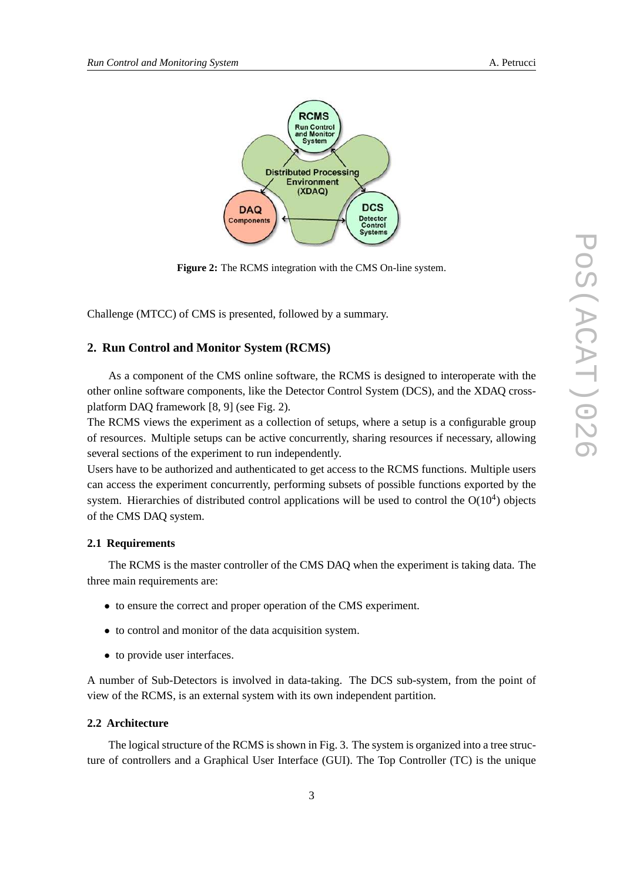**Figure 2:** The RCMS integration with the CMS On-line system.

Challenge (MTCC) of CMS is presented, followed by a summary.

## 2. Run Control and Monitor System (RCMS)

As a component of the CMS online software, the RCMS is designed to interoperate with the other online software components, like the Detector Control System (DCS), and the XDAQ cross-platform DAQ framework [8, 9] (see Fig. 2).
The RCMS views the experiment as a collection of setups, where a setup is a configurable group of resources. Multiple setups can be active concurrently, sharing resources if necessary, allowing several sections of the experiment to run independently.
Users have to be authorized and authenticated to get access to the RCMS functions. Multiple users can access the experiment concurrently, performing subsets of possible functions exported by the system. Hierarchies of distributed control applications will be used to control the $O(10^4)$ objects of the CMS DAQ system.

### 2.1 Requirements

The RCMS is the master controller of the CMS DAQ when the experiment is taking data. The three main requirements are:

- to ensure the correct and proper operation of the CMS experiment.
- to control and monitor of the data acquisition system.
- to provide user interfaces.

A number of Sub-Detectors is involved in data-taking. The DCS sub-system, from the point of view of the RCMS, is an external system with its own independent partition.

### 2.2 Architecture

The logical structure of the RCMS is shown in Fig. 3. The system is organized into a tree structure of controllers and a Graphical User Interface (GUI). The Top Controller (TC) is the unique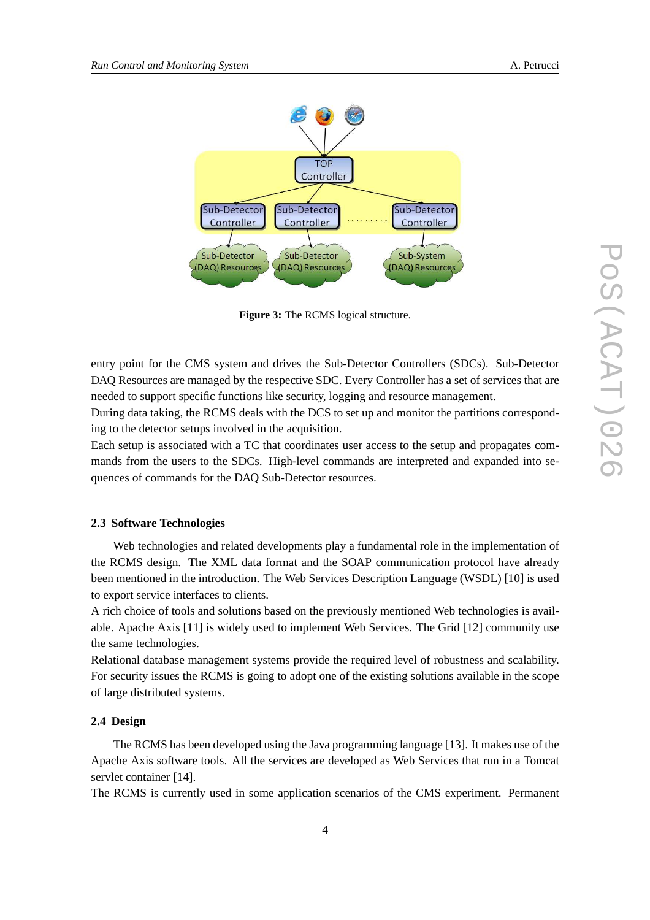**Figure 3:** The RCMS logical structure.

entry point for the CMS system and drives the Sub-Detector Controllers (SDCs). Sub-Detector DAQ Resources are managed by the respective SDC. Every Controller has a set of services that are needed to support specific functions like security, logging and resource management.
During data taking, the RCMS deals with the DCS to set up and monitor the partitions corresponding to the detector setups involved in the acquisition.
Each setup is associated with a TC that coordinates user access to the setup and propagates commands from the users to the SDCs. High-level commands are interpreted and expanded into sequences of commands for the DAQ Sub-Detector resources.

### 2.3 Software Technologies

Web technologies and related developments play a fundamental role in the implementation of the RCMS design. The XML data format and the SOAP communication protocol have already been mentioned in the introduction. The Web Services Description Language (WSDL) [10] is used to export service interfaces to clients.
A rich choice of tools and solutions based on the previously mentioned Web technologies is available. Apache Axis [11] is widely used to implement Web Services. The Grid [12] community use the same technologies.
Relational database management systems provide the required level of robustness and scalability. For security issues the RCMS is going to adopt one of the existing solutions available in the scope of large distributed systems.

### 2.4 Design

The RCMS has been developed using the Java programming language [13]. It makes use of the Apache Axis software tools. All the services are developed as Web Services that run in a Tomcat servlet container [14].
The RCMS is currently used in some application scenarios of the CMS experiment. Permanent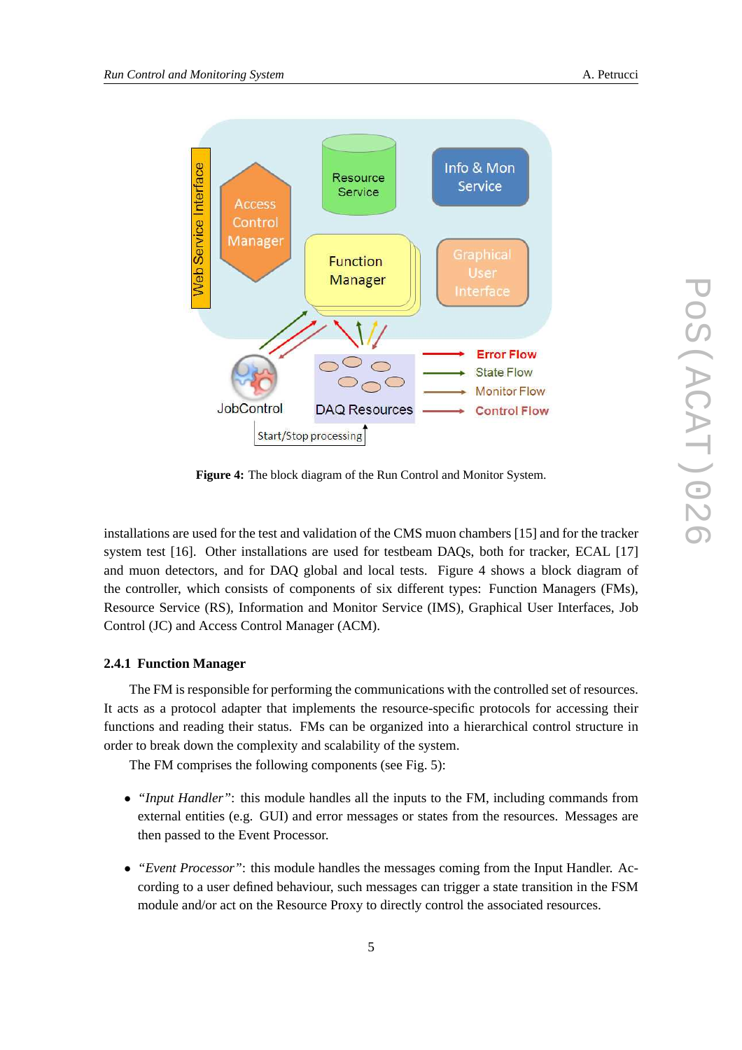**Figure 4:** The block diagram of the Run Control and Monitor System.

installations are used for the test and validation of the CMS muon chambers [15] and for the tracker system test [16]. Other installations are used for testbeam DAQs, both for tracker, ECAL [17] and muon detectors, and for DAQ global and local tests. Figure 4 shows a block diagram of the controller, which consists of components of six different types: Function Managers (FMs), Resource Service (RS), Information and Monitor Service (IMS), Graphical User Interfaces, Job Control (JC) and Access Control Manager (ACM).

### 2.4.1 Function Manager

The FM is responsible for performing the communications with the controlled set of resources. It acts as a protocol adapter that implements the resource-specific protocols for accessing their functions and reading their status. FMs can be organized into a hierarchical control structure in order to break down the complexity and scalability of the system.

The FM comprises the following components (see Fig. 5):

- *"Input Handler"*: this module handles all the inputs to the FM, including commands from external entities (e.g. GUI) and error messages or states from the resources. Messages are then passed to the Event Processor.
- *"Event Processor"*: this module handles the messages coming from the Input Handler. According to a user defined behaviour, such messages can trigger a state transition in the FSM module and/or act on the Resource Proxy to directly control the associated resources.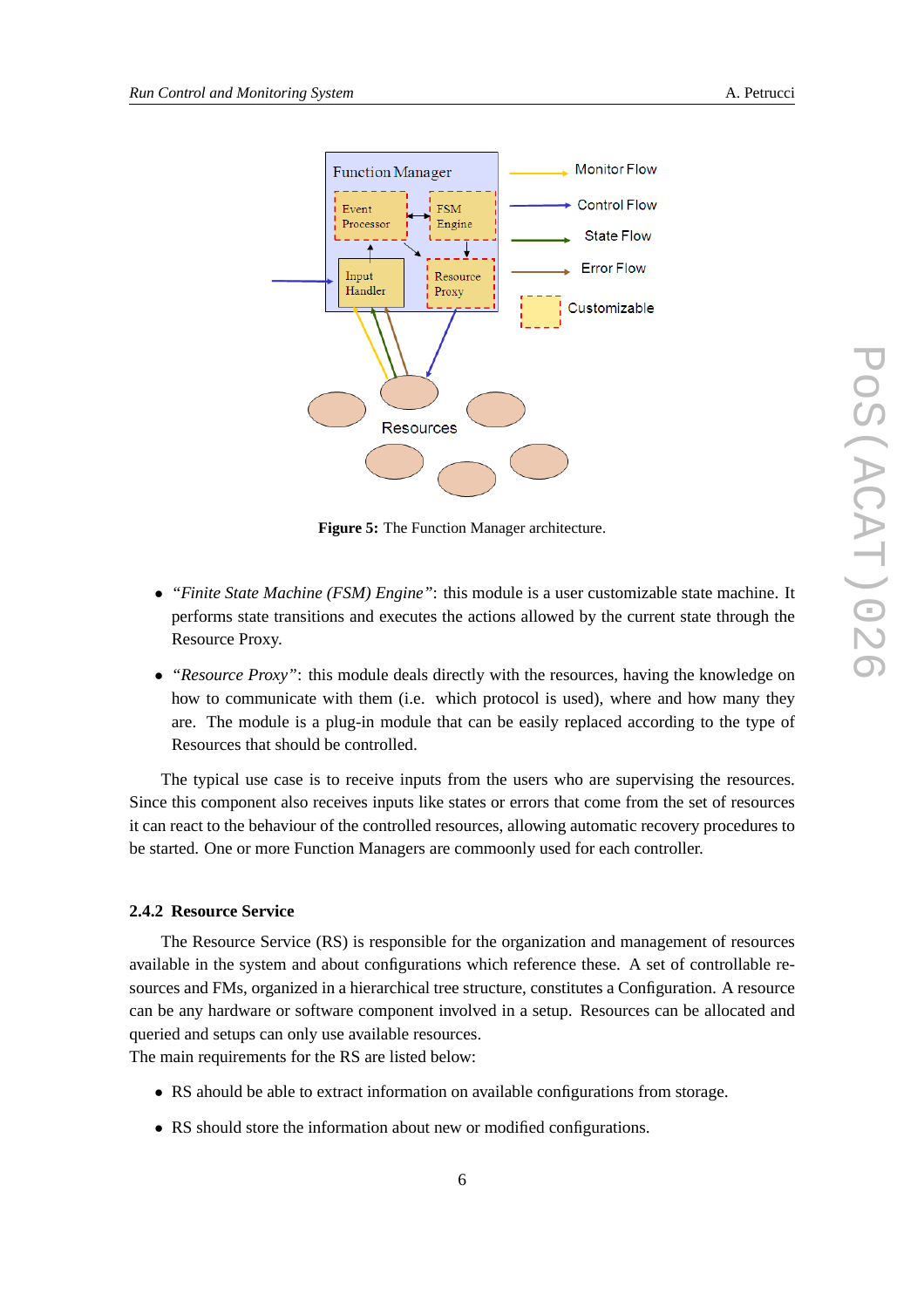**Figure 5:** The Function Manager architecture.

- *"Finite State Machine (FSM) Engine"*: this module is a user customizable state machine. It performs state transitions and executes the actions allowed by the current state through the Resource Proxy.
- *"Resource Proxy"*: this module deals directly with the resources, having the knowledge on how to communicate with them (i.e. which protocol is used), where and how many they are. The module is a plug-in module that can be easily replaced according to the type of Resources that should be controlled.

The typical use case is to receive inputs from the users who are supervising the resources. Since this component also receives inputs like states or errors that come from the set of resources it can react to the behaviour of the controlled resources, allowing automatic recovery procedures to be started. One or more Function Managers are commonly used for each controller.

### 2.4.2 Resource Service

The Resource Service (RS) is responsible for the organization and management of resources available in the system and about configurations which reference these. A set of controllable resources and FMs, organized in a hierarchical tree structure, constitutes a Configuration. A resource can be any hardware or software component involved in a setup. Resources can be allocated and queried and setups can only use available resources.
The main requirements for the RS are listed below:

- RS should be able to extract information on available configurations from storage.
- RS should store the information about new or modified configurations.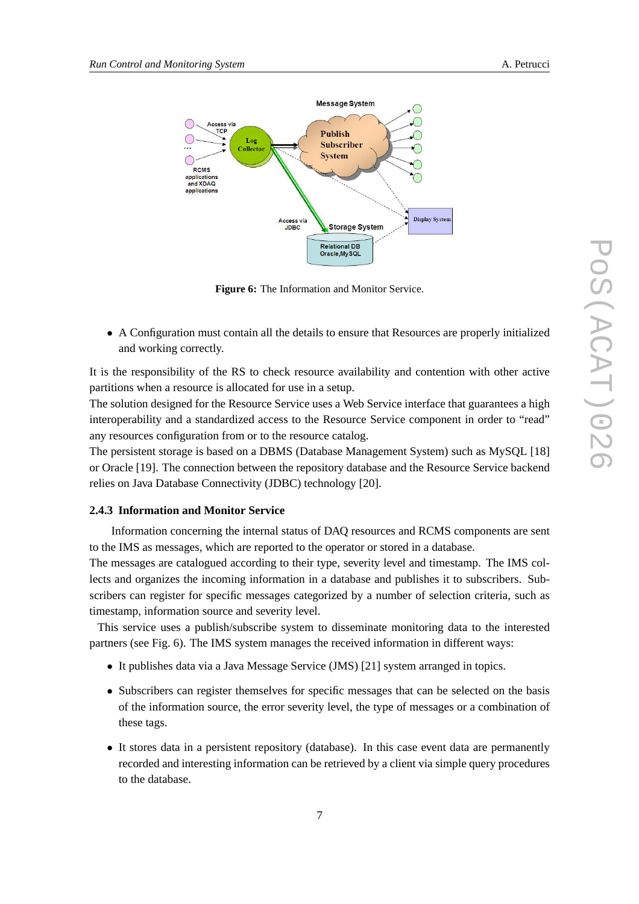Figure 6: The Information and Monitor Service.

- A Configuration must contain all the details to ensure that Resources are properly initialized and working correctly.

It is the responsibility of the RS to check resource availability and contention with other active partitions when a resource is allocated for use in a setup.
The solution designed for the Resource Service uses a Web Service interface that guarantees a high interoperability and a standardized access to the Resource Service component in order to "read" any resources configuration from or to the resource catalog.
The persistent storage is based on a DBMS (Database Management System) such as MySQL [18] or Oracle [19]. The connection between the repository database and the Resource Service backend relies on Java Database Connectivity (JDBC) technology [20].

### 2.4.3 Information and Monitor Service

Information concerning the internal status of DAQ resources and RCMS components are sent to the IMS as messages, which are reported to the operator or stored in a database.
The messages are catalogued according to their type, severity level and timestamp. The IMS collects and organizes the incoming information in a database and publishes it to subscribers. Subscribers can register for specific messages categorized by a number of selection criteria, such as timestamp, information source and severity level.
This service uses a publish/subscribe system to disseminate monitoring data to the interested partners (see Fig. 6). The IMS system manages the received information in different ways:

- It publishes data via a Java Message Service (JMS) [21] system arranged in topics.
- Subscribers can register themselves for specific messages that can be selected on the basis of the information source, the error severity level, the type of messages or a combination of these tags.
- It stores data in a persistent repository (database). In this case event data are permanently recorded and interesting information can be retrieved by a client via simple query procedures to the database.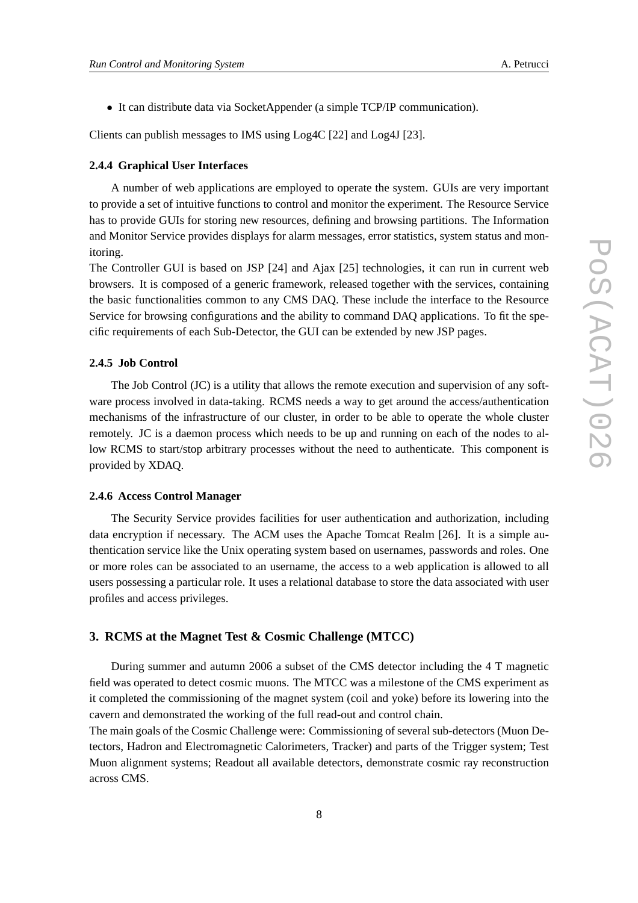- It can distribute data via SocketAppender (a simple TCP/IP communication).

Clients can publish messages to IMS using Log4C [22] and Log4J [23].

#### 2.4.4 Graphical User Interfaces

A number of web applications are employed to operate the system. GUIs are very important to provide a set of intuitive functions to control and monitor the experiment. The Resource Service has to provide GUIs for storing new resources, defining and browsing partitions. The Information and Monitor Service provides displays for alarm messages, error statistics, system status and monitoring.

The Controller GUI is based on JSP [24] and Ajax [25] technologies, it can run in current web browsers. It is composed of a generic framework, released together with the services, containing the basic functionalities common to any CMS DAQ. These include the interface to the Resource Service for browsing configurations and the ability to command DAQ applications. To fit the specific requirements of each Sub-Detector, the GUI can be extended by new JSP pages.

#### 2.4.5 Job Control

The Job Control (JC) is a utility that allows the remote execution and supervision of any software process involved in data-taking. RCMS needs a way to get around the access/authentication mechanisms of the infrastructure of our cluster, in order to be able to operate the whole cluster remotely. JC is a daemon process which needs to be up and running on each of the nodes to allow RCMS to start/stop arbitrary processes without the need to authenticate. This component is provided by XDAQ.

#### 2.4.6 Access Control Manager

The Security Service provides facilities for user authentication and authorization, including data encryption if necessary. The ACM uses the Apache Tomcat Realm [26]. It is a simple authentication service like the Unix operating system based on usernames, passwords and roles. One or more roles can be associated to an username, the access to a web application is allowed to all users possessing a particular role. It uses a relational database to store the data associated with user profiles and access privileges.

## 3. RCMS at the Magnet Test & Cosmic Challenge (MTCC)

During summer and autumn 2006 a subset of the CMS detector including the 4 T magnetic field was operated to detect cosmic muons. The MTCC was a milestone of the CMS experiment as it completed the commissioning of the magnet system (coil and yoke) before its lowering into the cavern and demonstrated the working of the full read-out and control chain.

The main goals of the Cosmic Challenge were: Commissioning of several sub-detectors (Muon Detectors, Hadron and Electromagnetic Calorimeters, Tracker) and parts of the Trigger system; Test Muon alignment systems; Readout all available detectors, demonstrate cosmic ray reconstruction across CMS.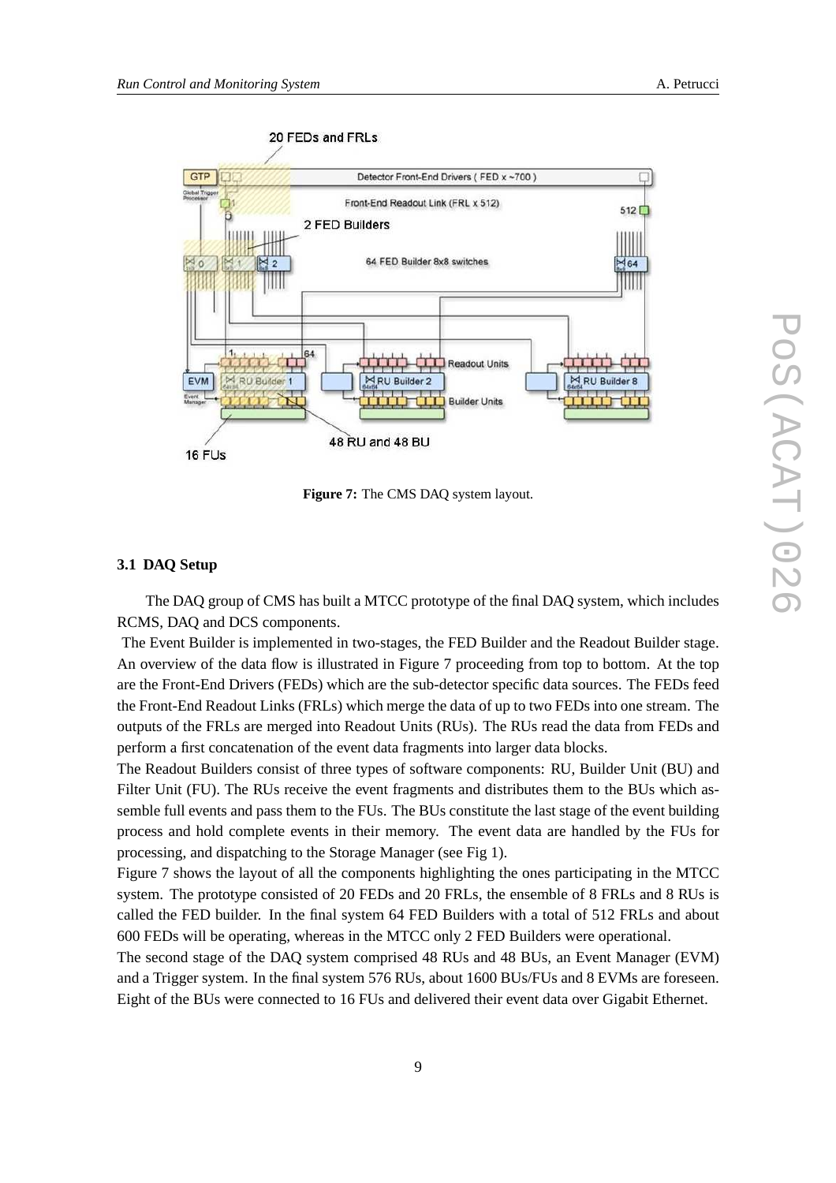Figure 7: The CMS DAQ system layout.

### 3.1 DAQ Setup

The DAQ group of CMS has built a MTCC prototype of the final DAQ system, which includes RCMS, DAQ and DCS components.

The Event Builder is implemented in two-stages, the FED Builder and the Readout Builder stage. An overview of the data flow is illustrated in Figure 7 proceeding from top to bottom. At the top are the Front-End Drivers (FEDs) which are the sub-detector specific data sources. The FEDs feed the Front-End Readout Links (FRLs) which merge the data of up to two FEDs into one stream. The outputs of the FRLs are merged into Readout Units (RUs). The RUs read the data from FEDs and perform a first concatenation of the event data fragments into larger data blocks.

The Readout Builders consist of three types of software components: RU, Builder Unit (BU) and Filter Unit (FU). The RUs receive the event fragments and distributes them to the BUs which assemble full events and pass them to the FUs. The BUs constitute the last stage of the event building process and hold complete events in their memory. The event data are handled by the FUs for processing, and dispatching to the Storage Manager (see Fig 1).

Figure 7 shows the layout of all the components highlighting the ones participating in the MTCC system. The prototype consisted of 20 FEDs and 20 FRLs, the ensemble of 8 FRLs and 8 RUs is called the FED builder. In the final system 64 FED Builders with a total of 512 FRLs and about 600 FEDs will be operating, whereas in the MTCC only 2 FED Builders were operational.

The second stage of the DAQ system comprised 48 RUs and 48 BUs, an Event Manager (EVM) and a Trigger system. In the final system 576 RUs, about 1600 BUs/FUs and 8 EVMs are foreseen. Eight of the BUs were connected to 16 FUs and delivered their event data over Gigabit Ethernet.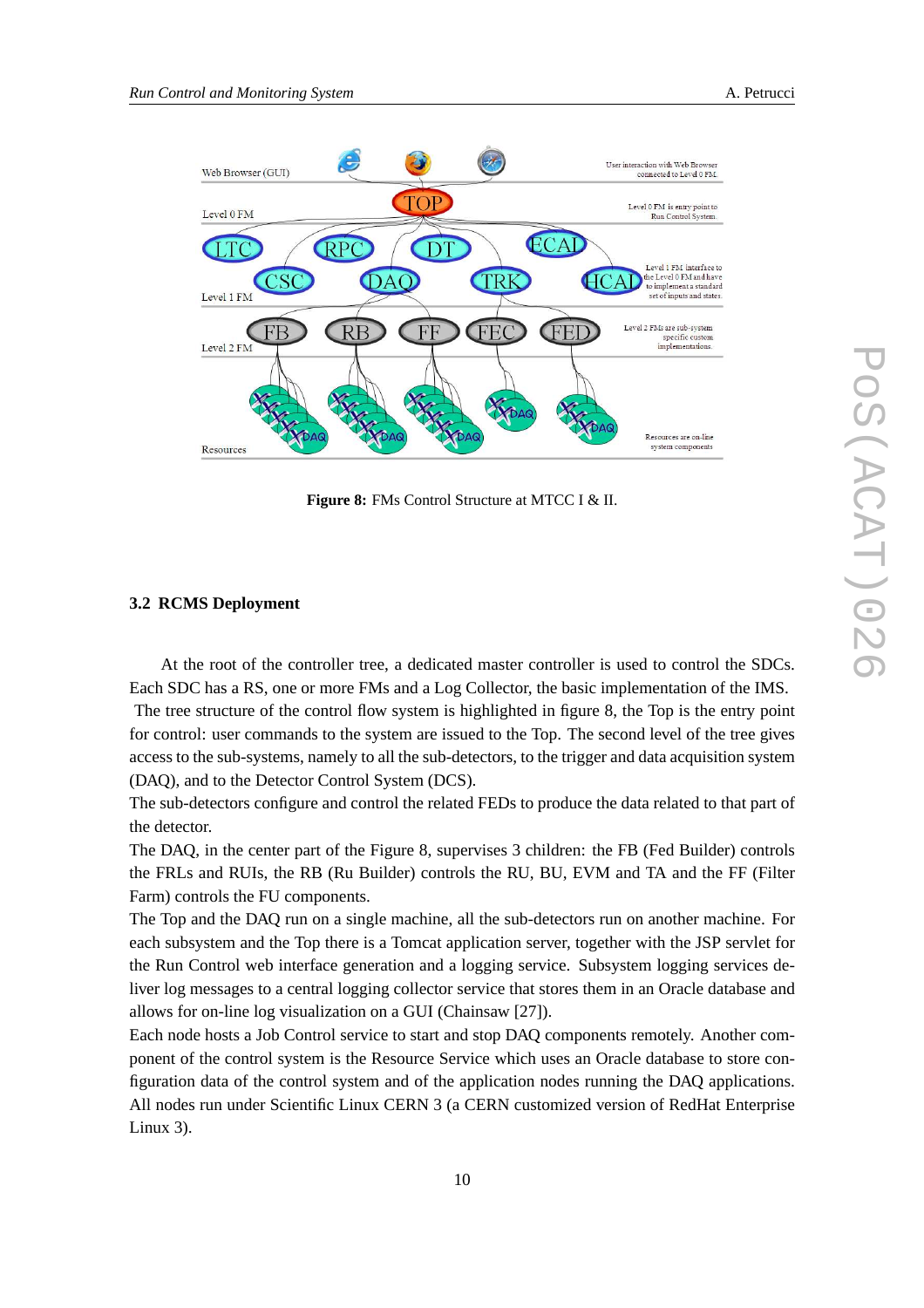**Figure 8:** FMs Control Structure at MTCC I & II.

### 3.2 RCMS Deployment

At the root of the controller tree, a dedicated master controller is used to control the SDCs. Each SDC has a RS, one or more FMs and a Log Collector, the basic implementation of the IMS.
The tree structure of the control flow system is highlighted in figure 8, the Top is the entry point for control: user commands to the system are issued to the Top. The second level of the tree gives access to the sub-systems, namely to all the sub-detectors, to the trigger and data acquisition system (DAQ), and to the Detector Control System (DCS).
The sub-detectors configure and control the related FEDs to produce the data related to that part of the detector.
The DAQ, in the center part of the Figure 8, supervises 3 children: the FB (Fed Builder) controls the FRLs and RUIs, the RB (Ru Builder) controls the RU, BU, EVM and TA and the FF (Filter Farm) controls the FU components.
The Top and the DAQ run on a single machine, all the sub-detectors run on another machine. For each subsystem and the Top there is a Tomcat application server, together with the JSP servlet for the Run Control web interface generation and a logging service. Subsystem logging services deliver log messages to a central logging collector service that stores them in an Oracle database and allows for on-line log visualization on a GUI (Chainsaw [27]).
Each node hosts a Job Control service to start and stop DAQ components remotely. Another component of the control system is the Resource Service which uses an Oracle database to store configuration data of the control system and of the application nodes running the DAQ applications. All nodes run under Scientific Linux CERN 3 (a CERN customized version of RedHat Enterprise Linux 3).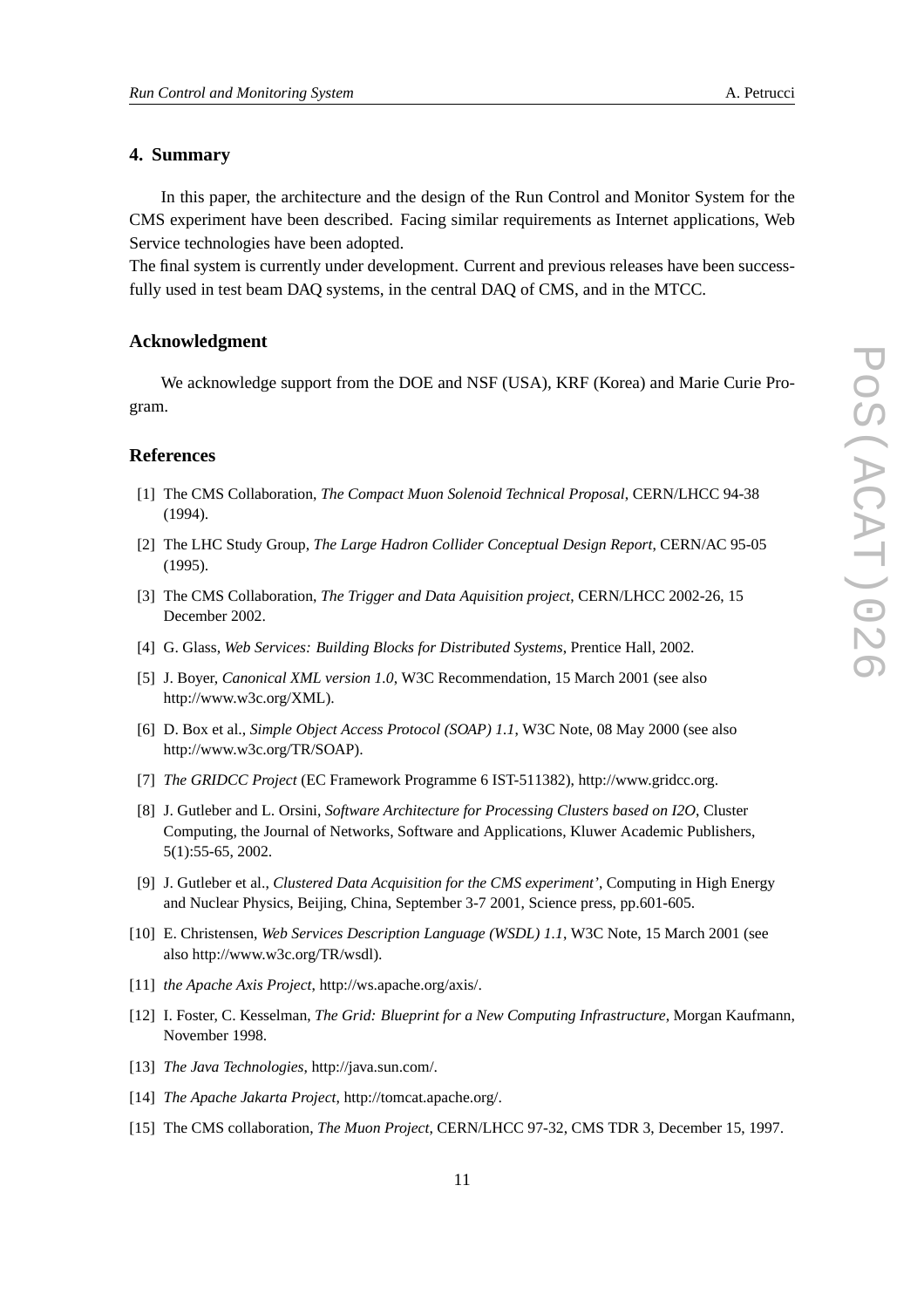## 4. Summary

In this paper, the architecture and the design of the Run Control and Monitor System for the CMS experiment have been described. Facing similar requirements as Internet applications, Web Service technologies have been adopted.

The final system is currently under development. Current and previous releases have been successfully used in test beam DAQ systems, in the central DAQ of CMS, and in the MTCC.

## Acknowledgment

We acknowledge support from the DOE and NSF (USA), KRF (Korea) and Marie Curie Program.

## References

[1] The CMS Collaboration, *The Compact Muon Solenoid Technical Proposal*, CERN/LHCC 94-38 (1994).

[2] The LHC Study Group, *The Large Hadron Collider Conceptual Design Report*, CERN/AC 95-05 (1995).

[3] The CMS Collaboration, *The Trigger and Data Aquisition project*, CERN/LHCC 2002-26, 15 December 2002.

[4] G. Glass, *Web Services: Building Blocks for Distributed Systems*, Prentice Hall, 2002.

[5] J. Boyer, *Canonical XML version 1.0*, W3C Recommendation, 15 March 2001 (see also http://www.w3c.org/XML).

[6] D. Box et al., *Simple Object Access Protocol (SOAP) 1.1*, W3C Note, 08 May 2000 (see also http://www.w3c.org/TR/SOAP).

[7] *The GRIDCC Project* (EC Framework Programme 6 IST-511382), http://www.gridcc.org.

[8] J. Gutleber and L. Orsini, *Software Architecture for Processing Clusters based on I2O*, Cluster Computing, the Journal of Networks, Software and Applications, Kluwer Academic Publishers, 5(1):55-65, 2002.

[9] J. Gutleber et al., *Clustered Data Acquisition for the CMS experiment'*, Computing in High Energy and Nuclear Physics, Beijing, China, September 3-7 2001, Science press, pp.601-605.

[10] E. Christensen, *Web Services Description Language (WSDL) 1.1*, W3C Note, 15 March 2001 (see also http://www.w3c.org/TR/wsdl).

[11] *the Apache Axis Project*, http://ws.apache.org/axis/.

[12] I. Foster, C. Kesselman, *The Grid: Blueprint for a New Computing Infrastructure*, Morgan Kaufmann, November 1998.

[13] *The Java Technologies*, http://java.sun.com/.

[14] *The Apache Jakarta Project*, http://tomcat.apache.org/.

[15] The CMS collaboration, *The Muon Project*, CERN/LHCC 97-32, CMS TDR 3, December 15, 1997.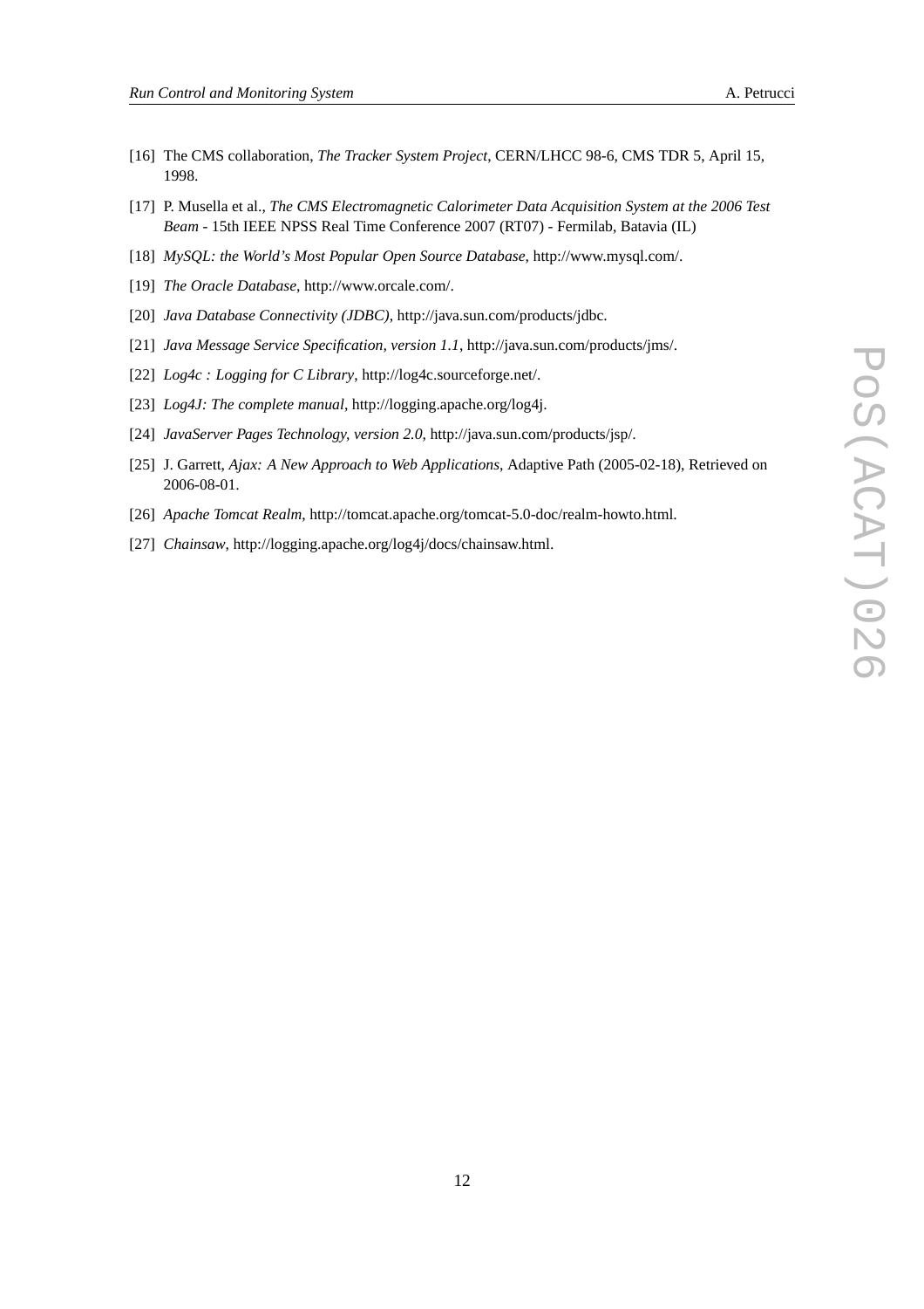[16] The CMS collaboration, *The Tracker System Project*, CERN/LHCC 98-6, CMS TDR 5, April 15, 1998.

[17] P. Musella et al., *The CMS Electromagnetic Calorimeter Data Acquisition System at the 2006 Test Beam* - 15th IEEE NPSS Real Time Conference 2007 (RT07) - Fermilab, Batavia (IL)

[18] *MySQL: the World's Most Popular Open Source Database*, http://www.mysql.com/.

[19] *The Oracle Database*, http://www.orcale.com/.

[20] *Java Database Connectivity (JDBC)*, http://java.sun.com/products/jdbc.

[21] *Java Message Service Specification, version 1.1*, http://java.sun.com/products/jms/.

[22] *Log4c : Logging for C Library*, http://log4c.sourceforge.net/.

[23] *Log4J: The complete manual*, http://logging.apache.org/log4j.

[24] *JavaServer Pages Technology, version 2.0*, http://java.sun.com/products/jsp/.

[25] J. Garrett, *Ajax: A New Approach to Web Applications*, Adaptive Path (2005-02-18), Retrieved on 2006-08-01.

[26] *Apache Tomcat Realm*, http://tomcat.apache.org/tomcat-5.0-doc/realm-howto.html.

[27] *Chainsaw*, http://logging.apache.org/log4j/docs/chainsaw.html.